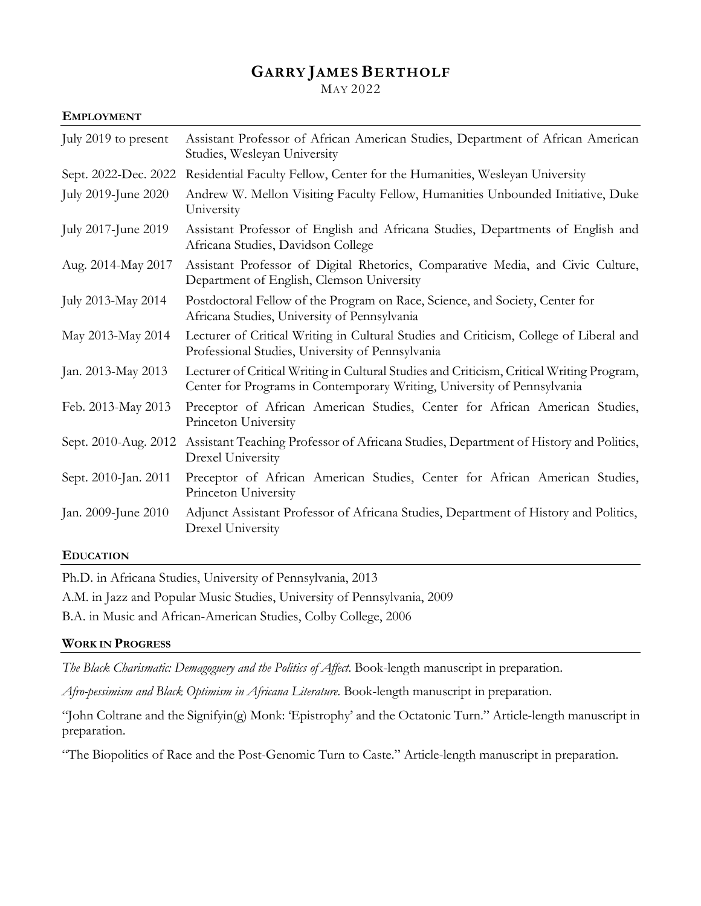# GARRY JAMES BERTHOLF

MAY 2022

## EMPLOYMENT

| | |
|---|---|
| July 2019 to present | Assistant Professor of African American Studies, Department of African American Studies, Wesleyan University |
| Sept. 2022-Dec. 2022 | Residential Faculty Fellow, Center for the Humanities, Wesleyan University |
| July 2019-June 2020 | Andrew W. Mellon Visiting Faculty Fellow, Humanities Unbounded Initiative, Duke University |
| July 2017-June 2019 | Assistant Professor of English and Africana Studies, Departments of English and Africana Studies, Davidson College |
| Aug. 2014-May 2017 | Assistant Professor of Digital Rhetorics, Comparative Media, and Civic Culture, Department of English, Clemson University |
| July 2013-May 2014 | Postdoctoral Fellow of the Program on Race, Science, and Society, Center for Africana Studies, University of Pennsylvania |
| May 2013-May 2014 | Lecturer of Critical Writing in Cultural Studies and Criticism, College of Liberal and Professional Studies, University of Pennsylvania |
| Jan. 2013-May 2013 | Lecturer of Critical Writing in Cultural Studies and Criticism, Critical Writing Program, Center for Programs in Contemporary Writing, University of Pennsylvania |
| Feb. 2013-May 2013 | Preceptor of African American Studies, Center for African American Studies, Princeton University |
| Sept. 2010-Aug. 2012 | Assistant Teaching Professor of Africana Studies, Department of History and Politics, Drexel University |
| Sept. 2010-Jan. 2011 | Preceptor of African American Studies, Center for African American Studies, Princeton University |
| Jan. 2009-June 2010 | Adjunct Assistant Professor of Africana Studies, Department of History and Politics, Drexel University |

## EDUCATION

Ph.D. in Africana Studies, University of Pennsylvania, 2013

A.M. in Jazz and Popular Music Studies, University of Pennsylvania, 2009

B.A. in Music and African-American Studies, Colby College, 2006

## WORK IN PROGRESS

*The Black Charismatic: Demagoguery and the Politics of Affect*. Book-length manuscript in preparation.

*Afro-pessimism and Black Optimism in Africana Literature*. Book-length manuscript in preparation.

"John Coltrane and the Signifyin(g) Monk: 'Epistrophy' and the Octatonic Turn." Article-length manuscript in preparation.

"The Biopolitics of Race and the Post-Genomic Turn to Caste." Article-length manuscript in preparation.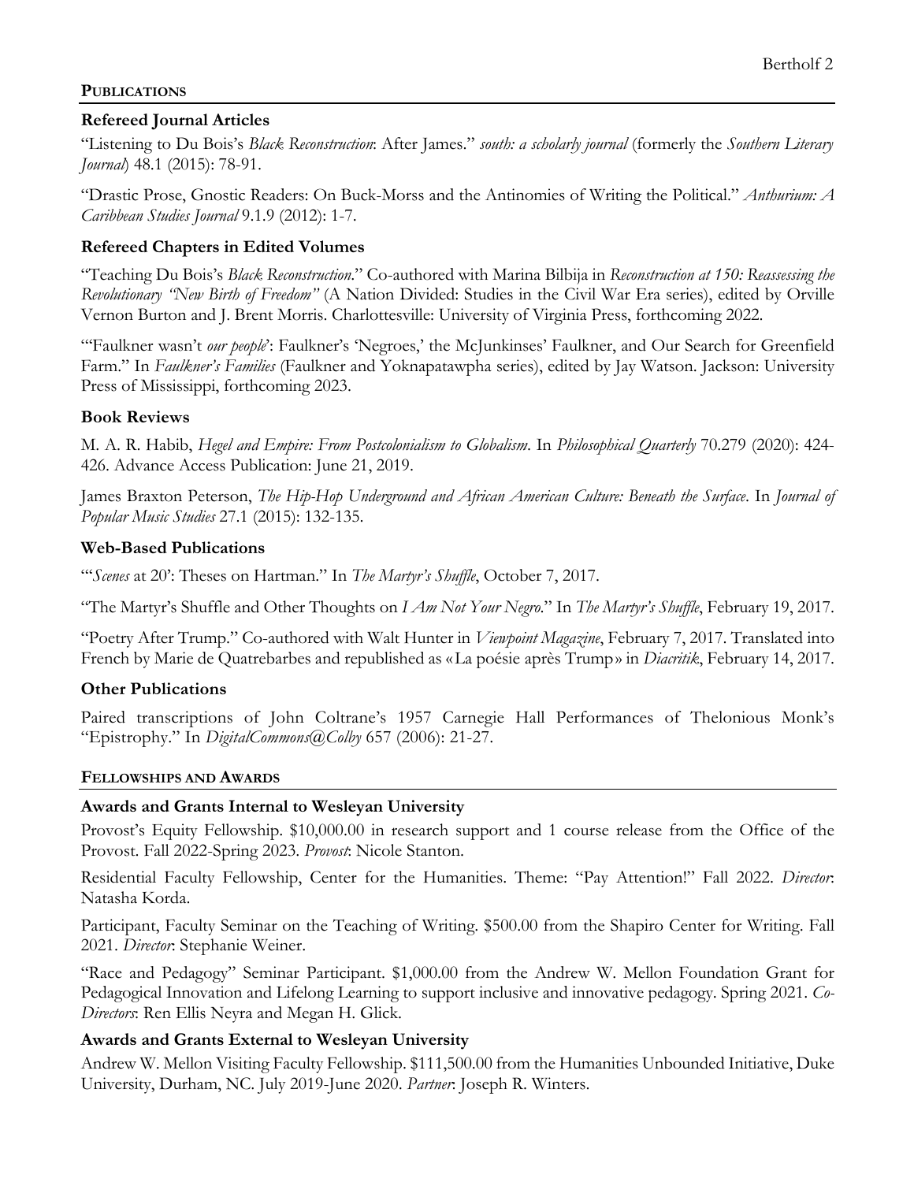## PUBLICATIONS

### Refereed Journal Articles

"Listening to Du Bois's *Black Reconstruction*: After James." *south: a scholarly journal* (formerly the *Southern Literary Journal*) 48.1 (2015): 78-91.

"Drastic Prose, Gnostic Readers: On Buck-Morss and the Antinomies of Writing the Political." *Anthurium: A Caribbean Studies Journal* 9.1.9 (2012): 1-7.

### Refereed Chapters in Edited Volumes

"Teaching Du Bois's *Black Reconstruction*." Co-authored with Marina Bilbija in *Reconstruction at 150: Reassessing the Revolutionary "New Birth of Freedom"* (A Nation Divided: Studies in the Civil War Era series), edited by Orville Vernon Burton and J. Brent Morris. Charlottesville: University of Virginia Press, forthcoming 2022.

"'Faulkner wasn't *our people*': Faulkner's 'Negroes,' the McJunkinses' Faulkner, and Our Search for Greenfield Farm." In *Faulkner's Families* (Faulkner and Yoknapatawpha series), edited by Jay Watson. Jackson: University Press of Mississippi, forthcoming 2023.

### Book Reviews

M. A. R. Habib, *Hegel and Empire: From Postcolonialism to Globalism*. In *Philosophical Quarterly* 70.279 (2020): 424-426. Advance Access Publication: June 21, 2019.

James Braxton Peterson, *The Hip-Hop Underground and African American Culture: Beneath the Surface*. In *Journal of Popular Music Studies* 27.1 (2015): 132-135.

### Web-Based Publications

"'*Scenes* at 20': Theses on Hartman." In *The Martyr's Shuffle*, October 7, 2017.

"The Martyr's Shuffle and Other Thoughts on *I Am Not Your Negro*." In *The Martyr's Shuffle*, February 19, 2017.

"Poetry After Trump." Co-authored with Walt Hunter in *Viewpoint Magazine*, February 7, 2017. Translated into French by Marie de Quatrebarbes and republished as «La poésie après Trump» in *Diacritik*, February 14, 2017.

### Other Publications

Paired transcriptions of John Coltrane's 1957 Carnegie Hall Performances of Thelonious Monk's "Epistrophy." In *DigitalCommons@Colby* 657 (2006): 21-27.

## FELLOWSHIPS AND AWARDS

### Awards and Grants Internal to Wesleyan University

Provost's Equity Fellowship. $10,000.00 in research support and 1 course release from the Office of the Provost. Fall 2022-Spring 2023. *Provost*: Nicole Stanton.

Residential Faculty Fellowship, Center for the Humanities. Theme: "Pay Attention!" Fall 2022. *Director*: Natasha Korda.

Participant, Faculty Seminar on the Teaching of Writing. $500.00 from the Shapiro Center for Writing. Fall 2021. *Director*: Stephanie Weiner.

"Race and Pedagogy" Seminar Participant. $1,000.00 from the Andrew W. Mellon Foundation Grant for Pedagogical Innovation and Lifelong Learning to support inclusive and innovative pedagogy. Spring 2021. *Co-Directors*: Ren Ellis Neyra and Megan H. Glick.

### Awards and Grants External to Wesleyan University

Andrew W. Mellon Visiting Faculty Fellowship. $111,500.00 from the Humanities Unbounded Initiative, Duke University, Durham, NC. July 2019-June 2020. *Partner*: Joseph R. Winters.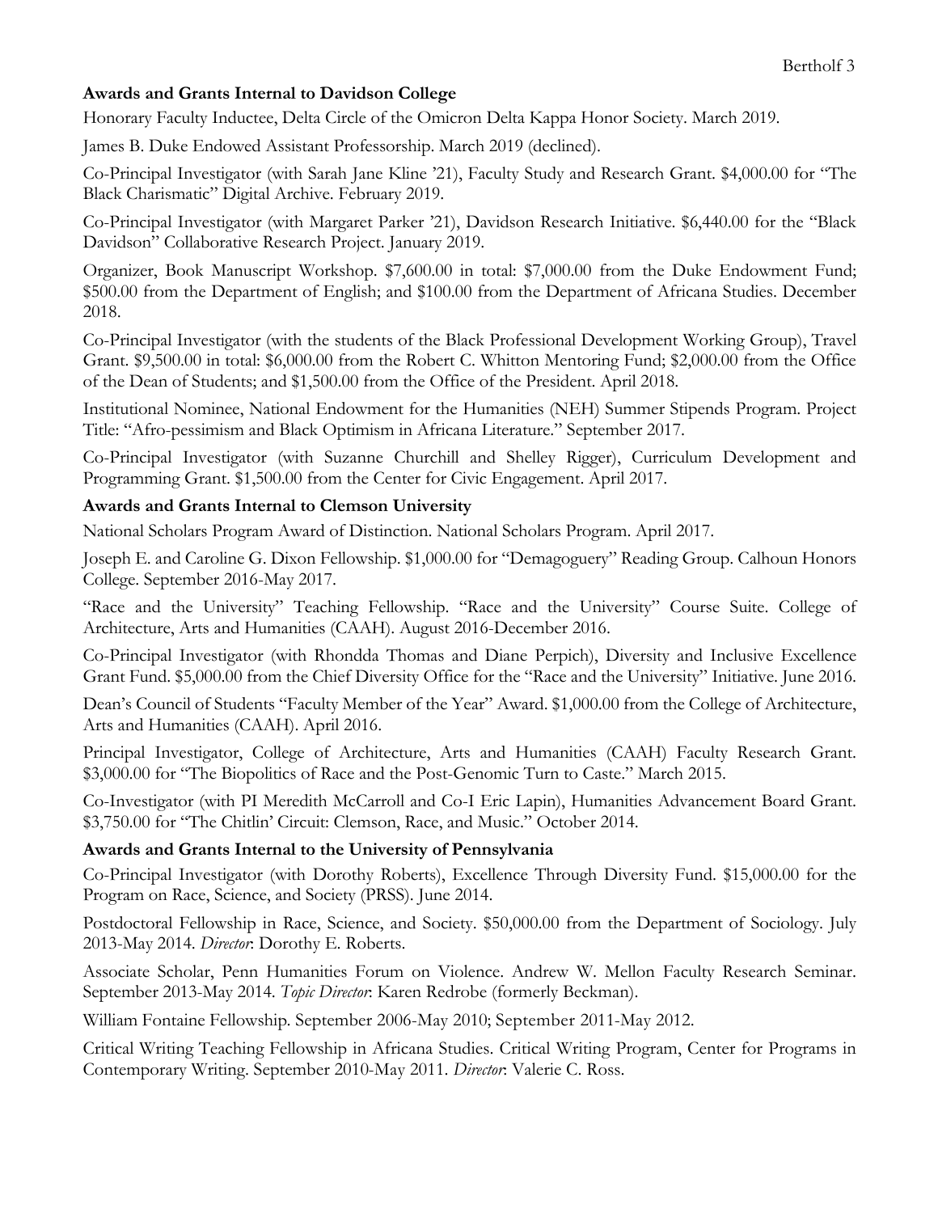**Awards and Grants Internal to Davidson College**

Honorary Faculty Inductee, Delta Circle of the Omicron Delta Kappa Honor Society. March 2019.

James B. Duke Endowed Assistant Professorship. March 2019 (declined).

Co-Principal Investigator (with Sarah Jane Kline '21), Faculty Study and Research Grant. $4,000.00 for "The Black Charismatic" Digital Archive. February 2019.

Co-Principal Investigator (with Margaret Parker '21), Davidson Research Initiative. $6,440.00 for the "Black Davidson" Collaborative Research Project. January 2019.

Organizer, Book Manuscript Workshop. $7,600.00 in total: $7,000.00 from the Duke Endowment Fund; $500.00 from the Department of English; and $100.00 from the Department of Africana Studies. December 2018.

Co-Principal Investigator (with the students of the Black Professional Development Working Group), Travel Grant. $9,500.00 in total: $6,000.00 from the Robert C. Whitton Mentoring Fund; $2,000.00 from the Office of the Dean of Students; and $1,500.00 from the Office of the President. April 2018.

Institutional Nominee, National Endowment for the Humanities (NEH) Summer Stipends Program. Project Title: "Afro-pessimism and Black Optimism in Africana Literature." September 2017.

Co-Principal Investigator (with Suzanne Churchill and Shelley Rigger), Curriculum Development and Programming Grant. $1,500.00 from the Center for Civic Engagement. April 2017.

**Awards and Grants Internal to Clemson University**

National Scholars Program Award of Distinction. National Scholars Program. April 2017.

Joseph E. and Caroline G. Dixon Fellowship. $1,000.00 for "Demagoguery" Reading Group. Calhoun Honors College. September 2016-May 2017.

"Race and the University" Teaching Fellowship. "Race and the University" Course Suite. College of Architecture, Arts and Humanities (CAAH). August 2016-December 2016.

Co-Principal Investigator (with Rhondda Thomas and Diane Perpich), Diversity and Inclusive Excellence Grant Fund. $5,000.00 from the Chief Diversity Office for the "Race and the University" Initiative. June 2016.

Dean's Council of Students "Faculty Member of the Year" Award. $1,000.00 from the College of Architecture, Arts and Humanities (CAAH). April 2016.

Principal Investigator, College of Architecture, Arts and Humanities (CAAH) Faculty Research Grant. $3,000.00 for "The Biopolitics of Race and the Post-Genomic Turn to Caste." March 2015.

Co-Investigator (with PI Meredith McCarroll and Co-I Eric Lapin), Humanities Advancement Board Grant. $3,750.00 for "The Chitlin' Circuit: Clemson, Race, and Music." October 2014.

**Awards and Grants Internal to the University of Pennsylvania**

Co-Principal Investigator (with Dorothy Roberts), Excellence Through Diversity Fund. $15,000.00 for the Program on Race, Science, and Society (PRSS). June 2014.

Postdoctoral Fellowship in Race, Science, and Society. $50,000.00 from the Department of Sociology. July 2013-May 2014. *Director*: Dorothy E. Roberts.

Associate Scholar, Penn Humanities Forum on Violence. Andrew W. Mellon Faculty Research Seminar. September 2013-May 2014. *Topic Director*: Karen Redrobe (formerly Beckman).

William Fontaine Fellowship. September 2006-May 2010; September 2011-May 2012.

Critical Writing Teaching Fellowship in Africana Studies. Critical Writing Program, Center for Programs in Contemporary Writing. September 2010-May 2011. *Director*: Valerie C. Ross.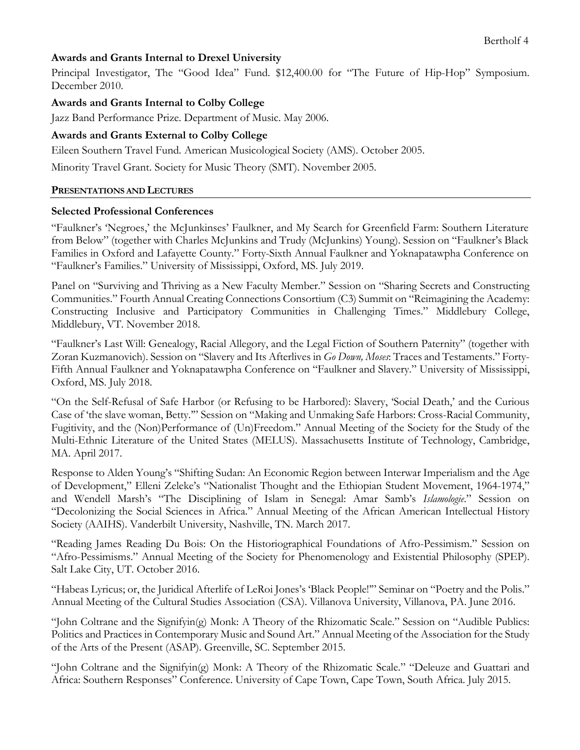### Awards and Grants Internal to Drexel University

Principal Investigator, The "Good Idea" Fund. $12,400.00 for "The Future of Hip-Hop" Symposium. December 2010.

### Awards and Grants Internal to Colby College

Jazz Band Performance Prize. Department of Music. May 2006.

### Awards and Grants External to Colby College

Eileen Southern Travel Fund. American Musicological Society (AMS). October 2005.

Minority Travel Grant. Society for Music Theory (SMT). November 2005.

## PRESENTATIONS AND LECTURES

### Selected Professional Conferences

"Faulkner's 'Negroes,' the McJunkinses' Faulkner, and My Search for Greenfield Farm: Southern Literature from Below" (together with Charles McJunkins and Trudy (McJunkins) Young). Session on "Faulkner's Black Families in Oxford and Lafayette County." Forty-Sixth Annual Faulkner and Yoknapatawpha Conference on "Faulkner's Families." University of Mississippi, Oxford, MS. July 2019.

Panel on "Surviving and Thriving as a New Faculty Member." Session on "Sharing Secrets and Constructing Communities." Fourth Annual Creating Connections Consortium (C3) Summit on "Reimagining the Academy: Constructing Inclusive and Participatory Communities in Challenging Times." Middlebury College, Middlebury, VT. November 2018.

"Faulkner's Last Will: Genealogy, Racial Allegory, and the Legal Fiction of Southern Paternity" (together with Zoran Kuzmanovich). Session on "Slavery and Its Afterlives in *Go Down, Moses*: Traces and Testaments." Forty-Fifth Annual Faulkner and Yoknapatawpha Conference on "Faulkner and Slavery." University of Mississippi, Oxford, MS. July 2018.

"On the Self-Refusal of Safe Harbor (or Refusing to be Harbored): Slavery, 'Social Death,' and the Curious Case of 'the slave woman, Betty.'" Session on "Making and Unmaking Safe Harbors: Cross-Racial Community, Fugitivity, and the (Non)Performance of (Un)Freedom." Annual Meeting of the Society for the Study of the Multi-Ethnic Literature of the United States (MELUS). Massachusetts Institute of Technology, Cambridge, MA. April 2017.

Response to Alden Young's "Shifting Sudan: An Economic Region between Interwar Imperialism and the Age of Development," Elleni Zeleke's "Nationalist Thought and the Ethiopian Student Movement, 1964-1974," and Wendell Marsh's "The Disciplining of Islam in Senegal: Amar Samb's *Islamologie*." Session on "Decolonizing the Social Sciences in Africa." Annual Meeting of the African American Intellectual History Society (AAIHS). Vanderbilt University, Nashville, TN. March 2017.

"Reading James Reading Du Bois: On the Historiographical Foundations of Afro-Pessimism." Session on "Afro-Pessimisms." Annual Meeting of the Society for Phenomenology and Existential Philosophy (SPEP). Salt Lake City, UT. October 2016.

"Habeas Lyricus; or, the Juridical Afterlife of LeRoi Jones's 'Black People!'" Seminar on "Poetry and the Polis." Annual Meeting of the Cultural Studies Association (CSA). Villanova University, Villanova, PA. June 2016.

"John Coltrane and the Signifyin(g) Monk: A Theory of the Rhizomatic Scale." Session on "Audible Publics: Politics and Practices in Contemporary Music and Sound Art." Annual Meeting of the Association for the Study of the Arts of the Present (ASAP). Greenville, SC. September 2015.

"John Coltrane and the Signifyin(g) Monk: A Theory of the Rhizomatic Scale." "Deleuze and Guattari and Africa: Southern Responses" Conference. University of Cape Town, Cape Town, South Africa. July 2015.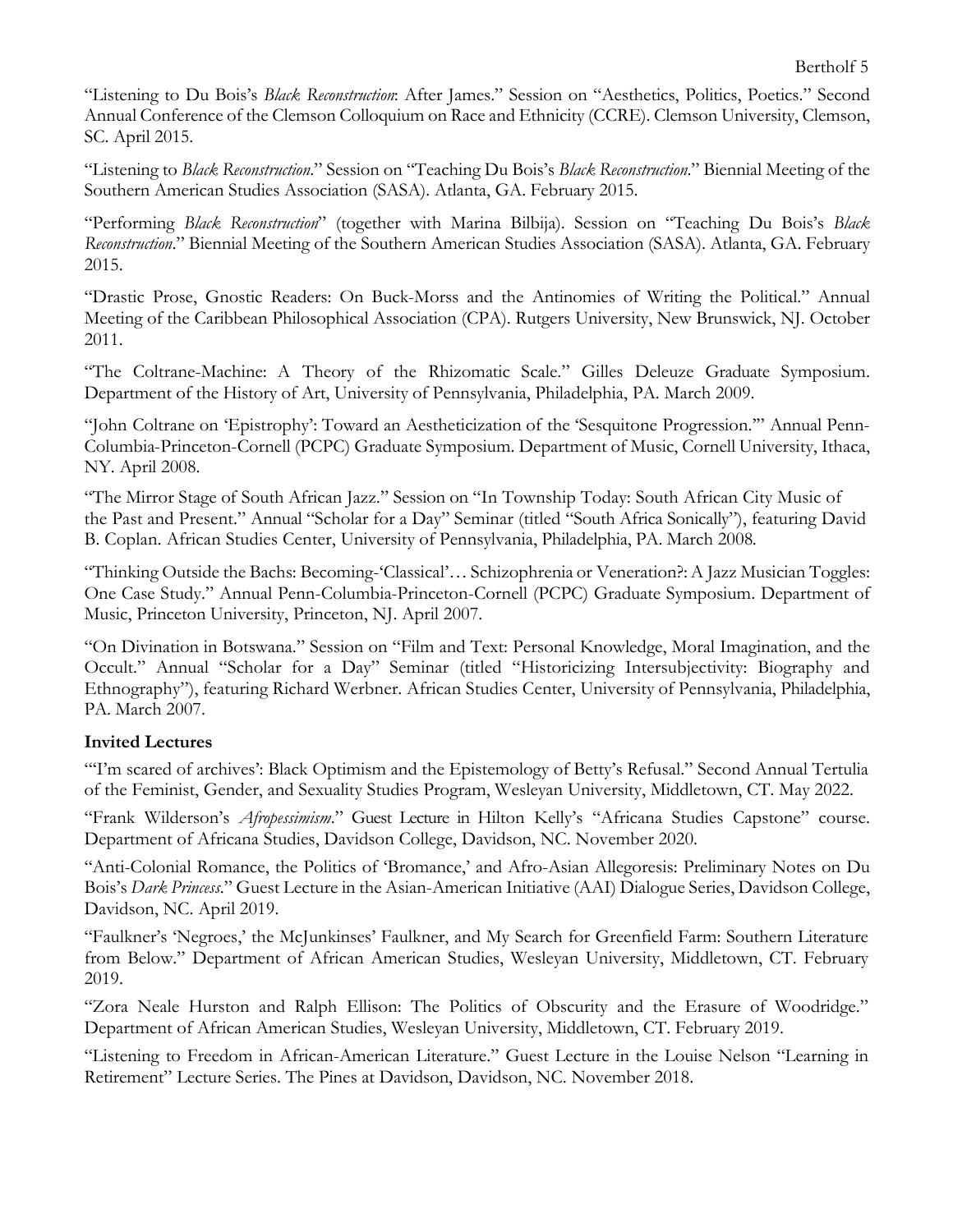"Listening to Du Bois's *Black Reconstruction*: After James." Session on "Aesthetics, Politics, Poetics." Second Annual Conference of the Clemson Colloquium on Race and Ethnicity (CCRE). Clemson University, Clemson, SC. April 2015.

"Listening to *Black Reconstruction*." Session on "Teaching Du Bois's *Black Reconstruction*." Biennial Meeting of the Southern American Studies Association (SASA). Atlanta, GA. February 2015.

"Performing *Black Reconstruction*" (together with Marina Bilbija). Session on "Teaching Du Bois's *Black Reconstruction*." Biennial Meeting of the Southern American Studies Association (SASA). Atlanta, GA. February 2015.

"Drastic Prose, Gnostic Readers: On Buck-Morss and the Antinomies of Writing the Political." Annual Meeting of the Caribbean Philosophical Association (CPA). Rutgers University, New Brunswick, NJ. October 2011.

"The Coltrane-Machine: A Theory of the Rhizomatic Scale." Gilles Deleuze Graduate Symposium. Department of the History of Art, University of Pennsylvania, Philadelphia, PA. March 2009.

"John Coltrane on 'Epistrophy': Toward an Aestheticization of the 'Sesquitone Progression.'" Annual Penn-Columbia-Princeton-Cornell (PCPC) Graduate Symposium. Department of Music, Cornell University, Ithaca, NY. April 2008.

"The Mirror Stage of South African Jazz." Session on "In Township Today: South African City Music of the Past and Present." Annual "Scholar for a Day" Seminar (titled "South Africa Sonically"), featuring David B. Coplan. African Studies Center, University of Pennsylvania, Philadelphia, PA. March 2008.

"Thinking Outside the Bachs: Becoming-'Classical'… Schizophrenia or Veneration?: A Jazz Musician Toggles: One Case Study." Annual Penn-Columbia-Princeton-Cornell (PCPC) Graduate Symposium. Department of Music, Princeton University, Princeton, NJ. April 2007.

"On Divination in Botswana." Session on "Film and Text: Personal Knowledge, Moral Imagination, and the Occult." Annual "Scholar for a Day" Seminar (titled "Historicizing Intersubjectivity: Biography and Ethnography"), featuring Richard Werbner. African Studies Center, University of Pennsylvania, Philadelphia, PA. March 2007.

**Invited Lectures**

"'I'm scared of archives': Black Optimism and the Epistemology of Betty's Refusal." Second Annual Tertulia of the Feminist, Gender, and Sexuality Studies Program, Wesleyan University, Middletown, CT. May 2022.

"Frank Wilderson's *Afropessimism*." Guest Lecture in Hilton Kelly's "Africana Studies Capstone" course. Department of Africana Studies, Davidson College, Davidson, NC. November 2020.

"Anti-Colonial Romance, the Politics of 'Bromance,' and Afro-Asian Allegoresis: Preliminary Notes on Du Bois's *Dark Princess*." Guest Lecture in the Asian-American Initiative (AAI) Dialogue Series, Davidson College, Davidson, NC. April 2019.

"Faulkner's 'Negroes,' the McJunkinses' Faulkner, and My Search for Greenfield Farm: Southern Literature from Below." Department of African American Studies, Wesleyan University, Middletown, CT. February 2019.

"Zora Neale Hurston and Ralph Ellison: The Politics of Obscurity and the Erasure of Woodridge." Department of African American Studies, Wesleyan University, Middletown, CT. February 2019.

"Listening to Freedom in African-American Literature." Guest Lecture in the Louise Nelson "Learning in Retirement" Lecture Series. The Pines at Davidson, Davidson, NC. November 2018.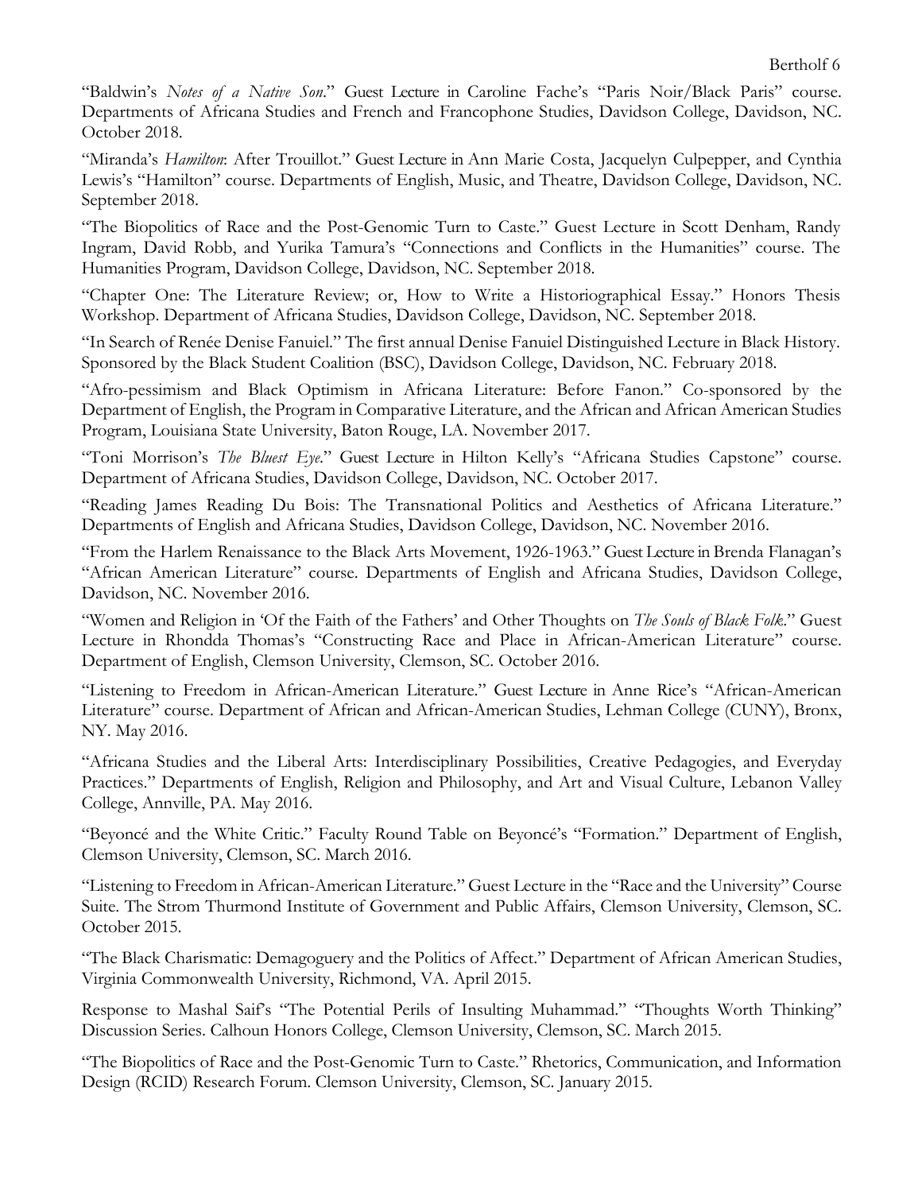"Baldwin's *Notes of a Native Son*." Guest Lecture in Caroline Fache's "Paris Noir/Black Paris" course. Departments of Africana Studies and French and Francophone Studies, Davidson College, Davidson, NC. October 2018.

"Miranda's *Hamilton*: After Trouillot." Guest Lecture in Ann Marie Costa, Jacquelyn Culpepper, and Cynthia Lewis's "Hamilton" course. Departments of English, Music, and Theatre, Davidson College, Davidson, NC. September 2018.

"The Biopolitics of Race and the Post-Genomic Turn to Caste." Guest Lecture in Scott Denham, Randy Ingram, David Robb, and Yurika Tamura's "Connections and Conflicts in the Humanities" course. The Humanities Program, Davidson College, Davidson, NC. September 2018.

"Chapter One: The Literature Review; or, How to Write a Historiographical Essay." Honors Thesis Workshop. Department of Africana Studies, Davidson College, Davidson, NC. September 2018.

"In Search of Renée Denise Fanuiel." The first annual Denise Fanuiel Distinguished Lecture in Black History. Sponsored by the Black Student Coalition (BSC), Davidson College, Davidson, NC. February 2018.

"Afro-pessimism and Black Optimism in Africana Literature: Before Fanon." Co-sponsored by the Department of English, the Program in Comparative Literature, and the African and African American Studies Program, Louisiana State University, Baton Rouge, LA. November 2017.

"Toni Morrison's *The Bluest Eye*." Guest Lecture in Hilton Kelly's "Africana Studies Capstone" course. Department of Africana Studies, Davidson College, Davidson, NC. October 2017.

"Reading James Reading Du Bois: The Transnational Politics and Aesthetics of Africana Literature." Departments of English and Africana Studies, Davidson College, Davidson, NC. November 2016.

"From the Harlem Renaissance to the Black Arts Movement, 1926-1963." Guest Lecture in Brenda Flanagan's "African American Literature" course. Departments of English and Africana Studies, Davidson College, Davidson, NC. November 2016.

"Women and Religion in 'Of the Faith of the Fathers' and Other Thoughts on *The Souls of Black Folk*." Guest Lecture in Rhondda Thomas's "Constructing Race and Place in African-American Literature" course. Department of English, Clemson University, Clemson, SC. October 2016.

"Listening to Freedom in African-American Literature." Guest Lecture in Anne Rice's "African-American Literature" course. Department of African and African-American Studies, Lehman College (CUNY), Bronx, NY. May 2016.

"Africana Studies and the Liberal Arts: Interdisciplinary Possibilities, Creative Pedagogies, and Everyday Practices." Departments of English, Religion and Philosophy, and Art and Visual Culture, Lebanon Valley College, Annville, PA. May 2016.

"Beyoncé and the White Critic." Faculty Round Table on Beyoncé's "Formation." Department of English, Clemson University, Clemson, SC. March 2016.

"Listening to Freedom in African-American Literature." Guest Lecture in the "Race and the University" Course Suite. The Strom Thurmond Institute of Government and Public Affairs, Clemson University, Clemson, SC. October 2015.

"The Black Charismatic: Demagoguery and the Politics of Affect." Department of African American Studies, Virginia Commonwealth University, Richmond, VA. April 2015.

Response to Mashal Saif's "The Potential Perils of Insulting Muhammad." "Thoughts Worth Thinking" Discussion Series. Calhoun Honors College, Clemson University, Clemson, SC. March 2015.

"The Biopolitics of Race and the Post-Genomic Turn to Caste." Rhetorics, Communication, and Information Design (RCID) Research Forum. Clemson University, Clemson, SC. January 2015.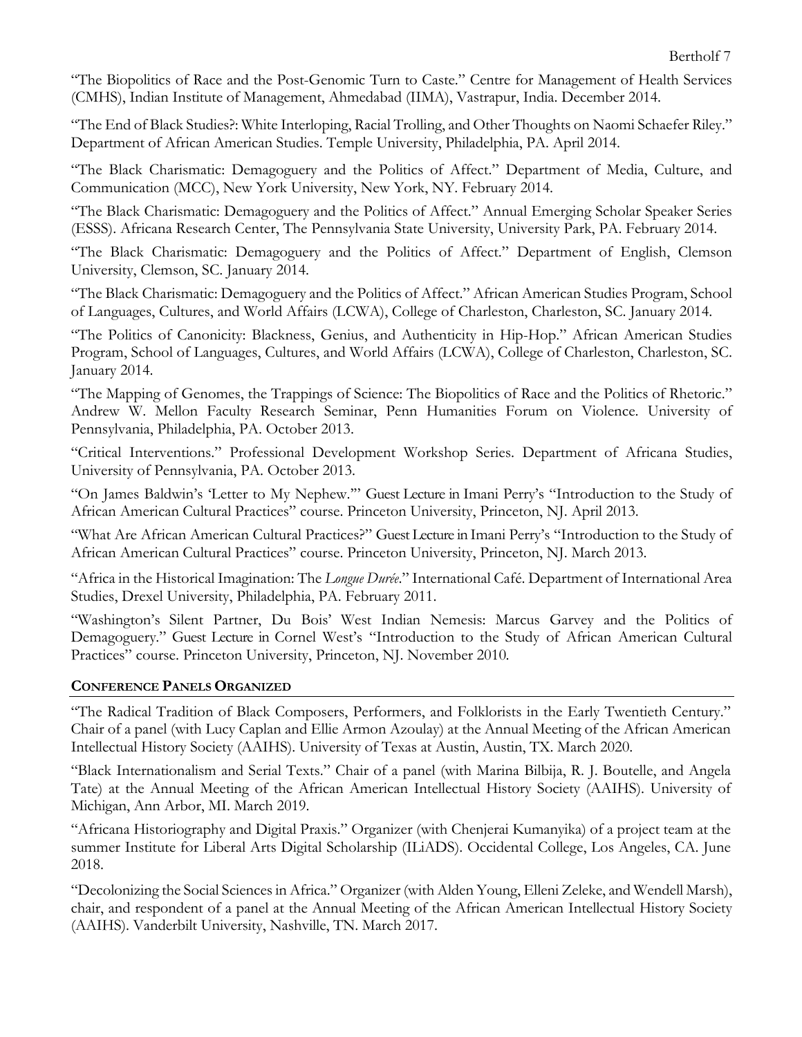"The Biopolitics of Race and the Post-Genomic Turn to Caste." Centre for Management of Health Services (CMHS), Indian Institute of Management, Ahmedabad (IIMA), Vastrapur, India. December 2014.

"The End of Black Studies?: White Interloping, Racial Trolling, and Other Thoughts on Naomi Schaefer Riley." Department of African American Studies. Temple University, Philadelphia, PA. April 2014.

"The Black Charismatic: Demagoguery and the Politics of Affect." Department of Media, Culture, and Communication (MCC), New York University, New York, NY. February 2014.

"The Black Charismatic: Demagoguery and the Politics of Affect." Annual Emerging Scholar Speaker Series (ESSS). Africana Research Center, The Pennsylvania State University, University Park, PA. February 2014.

"The Black Charismatic: Demagoguery and the Politics of Affect." Department of English, Clemson University, Clemson, SC. January 2014.

"The Black Charismatic: Demagoguery and the Politics of Affect." African American Studies Program, School of Languages, Cultures, and World Affairs (LCWA), College of Charleston, Charleston, SC. January 2014.

"The Politics of Canonicity: Blackness, Genius, and Authenticity in Hip-Hop." African American Studies Program, School of Languages, Cultures, and World Affairs (LCWA), College of Charleston, Charleston, SC. January 2014.

"The Mapping of Genomes, the Trappings of Science: The Biopolitics of Race and the Politics of Rhetoric." Andrew W. Mellon Faculty Research Seminar, Penn Humanities Forum on Violence. University of Pennsylvania, Philadelphia, PA. October 2013.

"Critical Interventions." Professional Development Workshop Series. Department of Africana Studies, University of Pennsylvania, PA. October 2013.

"On James Baldwin's 'Letter to My Nephew.'" Guest Lecture in Imani Perry's "Introduction to the Study of African American Cultural Practices" course. Princeton University, Princeton, NJ. April 2013.

"What Are African American Cultural Practices?" Guest Lecture in Imani Perry's "Introduction to the Study of African American Cultural Practices" course. Princeton University, Princeton, NJ. March 2013.

"Africa in the Historical Imagination: The *Longue Durée*." International Café. Department of International Area Studies, Drexel University, Philadelphia, PA. February 2011.

"Washington's Silent Partner, Du Bois' West Indian Nemesis: Marcus Garvey and the Politics of Demagoguery." Guest Lecture in Cornel West's "Introduction to the Study of African American Cultural Practices" course. Princeton University, Princeton, NJ. November 2010.

## CONFERENCE PANELS ORGANIZED

"The Radical Tradition of Black Composers, Performers, and Folklorists in the Early Twentieth Century." Chair of a panel (with Lucy Caplan and Ellie Armon Azoulay) at the Annual Meeting of the African American Intellectual History Society (AAIHS). University of Texas at Austin, Austin, TX. March 2020.

"Black Internationalism and Serial Texts." Chair of a panel (with Marina Bilbija, R. J. Boutelle, and Angela Tate) at the Annual Meeting of the African American Intellectual History Society (AAIHS). University of Michigan, Ann Arbor, MI. March 2019.

"Africana Historiography and Digital Praxis." Organizer (with Chenjerai Kumanyika) of a project team at the summer Institute for Liberal Arts Digital Scholarship (ILiADS). Occidental College, Los Angeles, CA. June 2018.

"Decolonizing the Social Sciences in Africa." Organizer (with Alden Young, Elleni Zeleke, and Wendell Marsh), chair, and respondent of a panel at the Annual Meeting of the African American Intellectual History Society (AAIHS). Vanderbilt University, Nashville, TN. March 2017.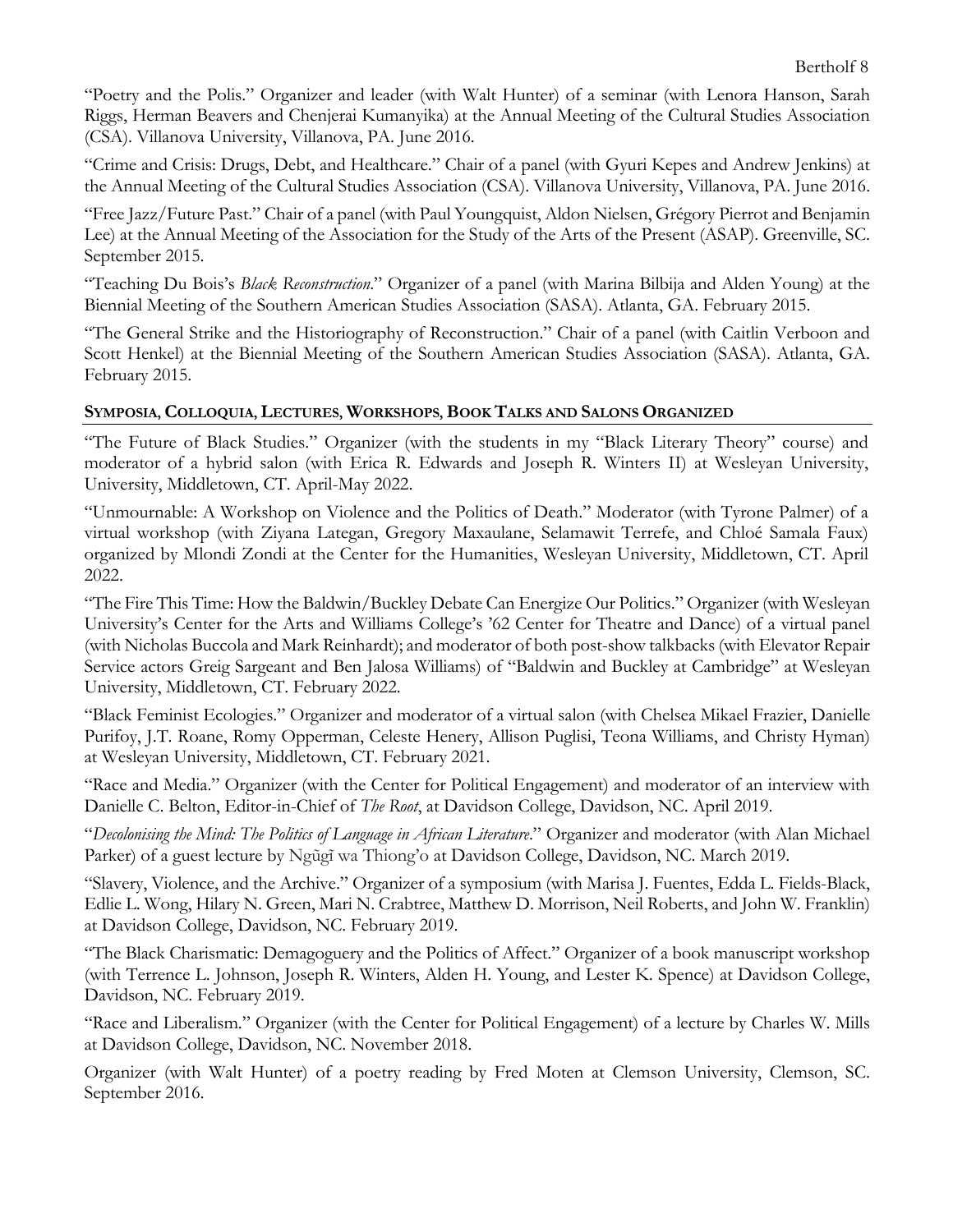"Poetry and the Polis." Organizer and leader (with Walt Hunter) of a seminar (with Lenora Hanson, Sarah Riggs, Herman Beavers and Chenjerai Kumanyika) at the Annual Meeting of the Cultural Studies Association (CSA). Villanova University, Villanova, PA. June 2016.

"Crime and Crisis: Drugs, Debt, and Healthcare." Chair of a panel (with Gyuri Kepes and Andrew Jenkins) at the Annual Meeting of the Cultural Studies Association (CSA). Villanova University, Villanova, PA. June 2016.

"Free Jazz/Future Past." Chair of a panel (with Paul Youngquist, Aldon Nielsen, Grégory Pierrot and Benjamin Lee) at the Annual Meeting of the Association for the Study of the Arts of the Present (ASAP). Greenville, SC. September 2015.

"Teaching Du Bois's *Black Reconstruction*." Organizer of a panel (with Marina Bilbija and Alden Young) at the Biennial Meeting of the Southern American Studies Association (SASA). Atlanta, GA. February 2015.

"The General Strike and the Historiography of Reconstruction." Chair of a panel (with Caitlin Verboon and Scott Henkel) at the Biennial Meeting of the Southern American Studies Association (SASA). Atlanta, GA. February 2015.

## Symposia, Colloquia, Lectures, Workshops, Book Talks and Salons Organized

"The Future of Black Studies." Organizer (with the students in my "Black Literary Theory" course) and moderator of a hybrid salon (with Erica R. Edwards and Joseph R. Winters II) at Wesleyan University, University, Middletown, CT. April-May 2022.

"Unmournable: A Workshop on Violence and the Politics of Death." Moderator (with Tyrone Palmer) of a virtual workshop (with Ziyana Lategan, Gregory Maxaulane, Selamawit Terrefe, and Chloé Samala Faux) organized by Mlondi Zondi at the Center for the Humanities, Wesleyan University, Middletown, CT. April 2022.

"The Fire This Time: How the Baldwin/Buckley Debate Can Energize Our Politics." Organizer (with Wesleyan University's Center for the Arts and Williams College's '62 Center for Theatre and Dance) of a virtual panel (with Nicholas Buccola and Mark Reinhardt); and moderator of both post-show talkbacks (with Elevator Repair Service actors Greig Sargeant and Ben Jalosa Williams) of "Baldwin and Buckley at Cambridge" at Wesleyan University, Middletown, CT. February 2022.

"Black Feminist Ecologies." Organizer and moderator of a virtual salon (with Chelsea Mikael Frazier, Danielle Purifoy, J.T. Roane, Romy Opperman, Celeste Henery, Allison Puglisi, Teona Williams, and Christy Hyman) at Wesleyan University, Middletown, CT. February 2021.

"Race and Media." Organizer (with the Center for Political Engagement) and moderator of an interview with Danielle C. Belton, Editor-in-Chief of *The Root*, at Davidson College, Davidson, NC. April 2019.

"*Decolonising the Mind: The Politics of Language in African Literature*." Organizer and moderator (with Alan Michael Parker) of a guest lecture by Ngũgĩ wa Thiong'o at Davidson College, Davidson, NC. March 2019.

"Slavery, Violence, and the Archive." Organizer of a symposium (with Marisa J. Fuentes, Edda L. Fields-Black, Edlie L. Wong, Hilary N. Green, Mari N. Crabtree, Matthew D. Morrison, Neil Roberts, and John W. Franklin) at Davidson College, Davidson, NC. February 2019.

"The Black Charismatic: Demagoguery and the Politics of Affect." Organizer of a book manuscript workshop (with Terrence L. Johnson, Joseph R. Winters, Alden H. Young, and Lester K. Spence) at Davidson College, Davidson, NC. February 2019.

"Race and Liberalism." Organizer (with the Center for Political Engagement) of a lecture by Charles W. Mills at Davidson College, Davidson, NC. November 2018.

Organizer (with Walt Hunter) of a poetry reading by Fred Moten at Clemson University, Clemson, SC. September 2016.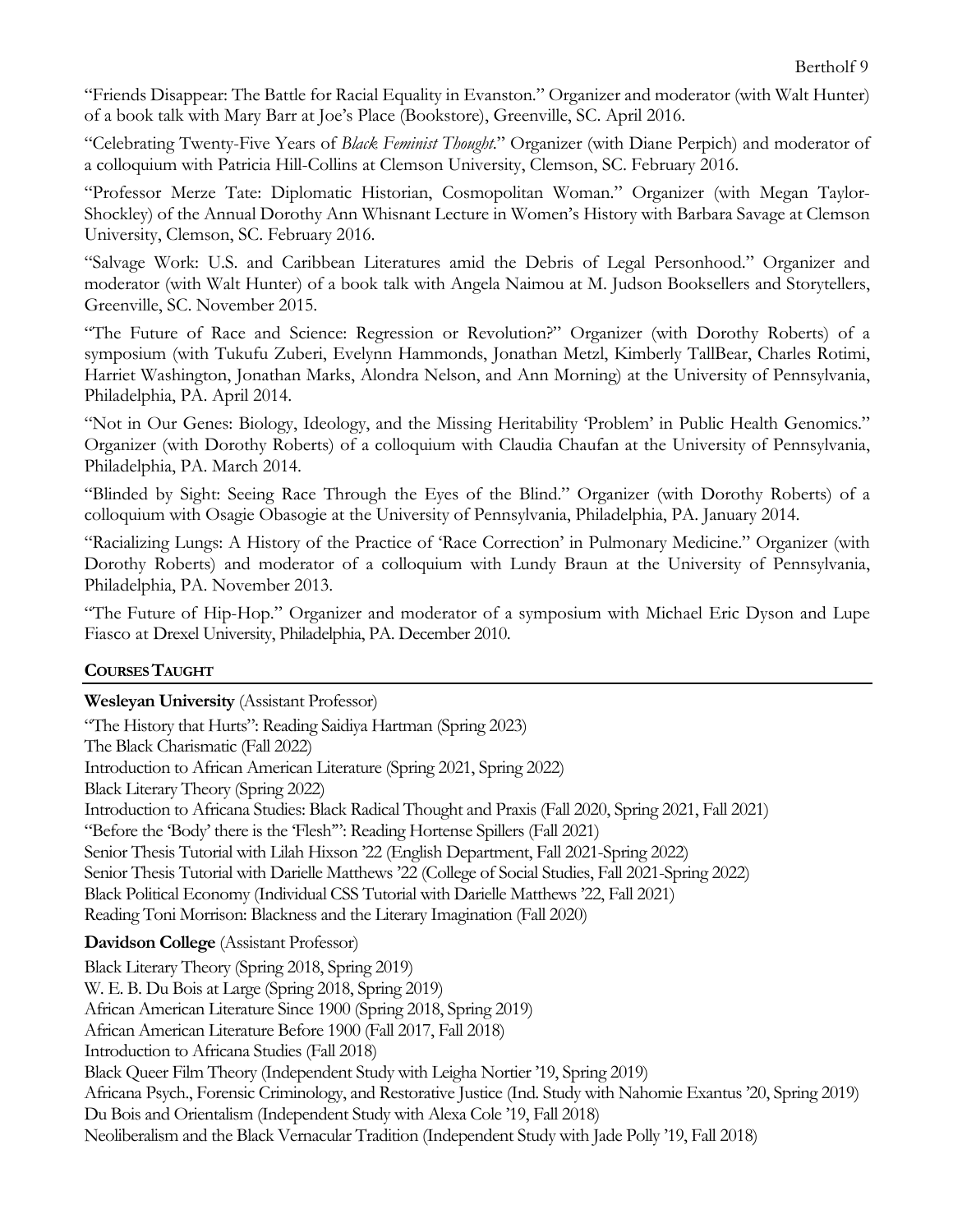"Friends Disappear: The Battle for Racial Equality in Evanston." Organizer and moderator (with Walt Hunter) of a book talk with Mary Barr at Joe's Place (Bookstore), Greenville, SC. April 2016.

"Celebrating Twenty-Five Years of *Black Feminist Thought*." Organizer (with Diane Perpich) and moderator of a colloquium with Patricia Hill-Collins at Clemson University, Clemson, SC. February 2016.

"Professor Merze Tate: Diplomatic Historian, Cosmopolitan Woman." Organizer (with Megan Taylor-Shockley) of the Annual Dorothy Ann Whisnant Lecture in Women's History with Barbara Savage at Clemson University, Clemson, SC. February 2016.

"Salvage Work: U.S. and Caribbean Literatures amid the Debris of Legal Personhood." Organizer and moderator (with Walt Hunter) of a book talk with Angela Naimou at M. Judson Booksellers and Storytellers, Greenville, SC. November 2015.

"The Future of Race and Science: Regression or Revolution?" Organizer (with Dorothy Roberts) of a symposium (with Tukufu Zuberi, Evelynn Hammonds, Jonathan Metzl, Kimberly TallBear, Charles Rotimi, Harriet Washington, Jonathan Marks, Alondra Nelson, and Ann Morning) at the University of Pennsylvania, Philadelphia, PA. April 2014.

"Not in Our Genes: Biology, Ideology, and the Missing Heritability 'Problem' in Public Health Genomics." Organizer (with Dorothy Roberts) of a colloquium with Claudia Chaufan at the University of Pennsylvania, Philadelphia, PA. March 2014.

"Blinded by Sight: Seeing Race Through the Eyes of the Blind." Organizer (with Dorothy Roberts) of a colloquium with Osagie Obasogie at the University of Pennsylvania, Philadelphia, PA. January 2014.

"Racializing Lungs: A History of the Practice of 'Race Correction' in Pulmonary Medicine." Organizer (with Dorothy Roberts) and moderator of a colloquium with Lundy Braun at the University of Pennsylvania, Philadelphia, PA. November 2013.

"The Future of Hip-Hop." Organizer and moderator of a symposium with Michael Eric Dyson and Lupe Fiasco at Drexel University, Philadelphia, PA. December 2010.

## COURSES TAUGHT

**Wesleyan University** (Assistant Professor)

"The History that Hurts": Reading Saidiya Hartman (Spring 2023)
The Black Charismatic (Fall 2022)
Introduction to African American Literature (Spring 2021, Spring 2022)
Black Literary Theory (Spring 2022)
Introduction to Africana Studies: Black Radical Thought and Praxis (Fall 2020, Spring 2021, Fall 2021)
"Before the 'Body' there is the 'Flesh'": Reading Hortense Spillers (Fall 2021)
Senior Thesis Tutorial with Lilah Hixson '22 (English Department, Fall 2021-Spring 2022)
Senior Thesis Tutorial with Darielle Matthews '22 (College of Social Studies, Fall 2021-Spring 2022)
Black Political Economy (Individual CSS Tutorial with Darielle Matthews '22, Fall 2021)
Reading Toni Morrison: Blackness and the Literary Imagination (Fall 2020)

**Davidson College** (Assistant Professor)

Black Literary Theory (Spring 2018, Spring 2019)
W. E. B. Du Bois at Large (Spring 2018, Spring 2019)
African American Literature Since 1900 (Spring 2018, Spring 2019)
African American Literature Before 1900 (Fall 2017, Fall 2018)
Introduction to Africana Studies (Fall 2018)
Black Queer Film Theory (Independent Study with Leigha Nortier '19, Spring 2019)
Africana Psych., Forensic Criminology, and Restorative Justice (Ind. Study with Nahomie Exantus '20, Spring 2019)
Du Bois and Orientalism (Independent Study with Alexa Cole '19, Fall 2018)
Neoliberalism and the Black Vernacular Tradition (Independent Study with Jade Polly '19, Fall 2018)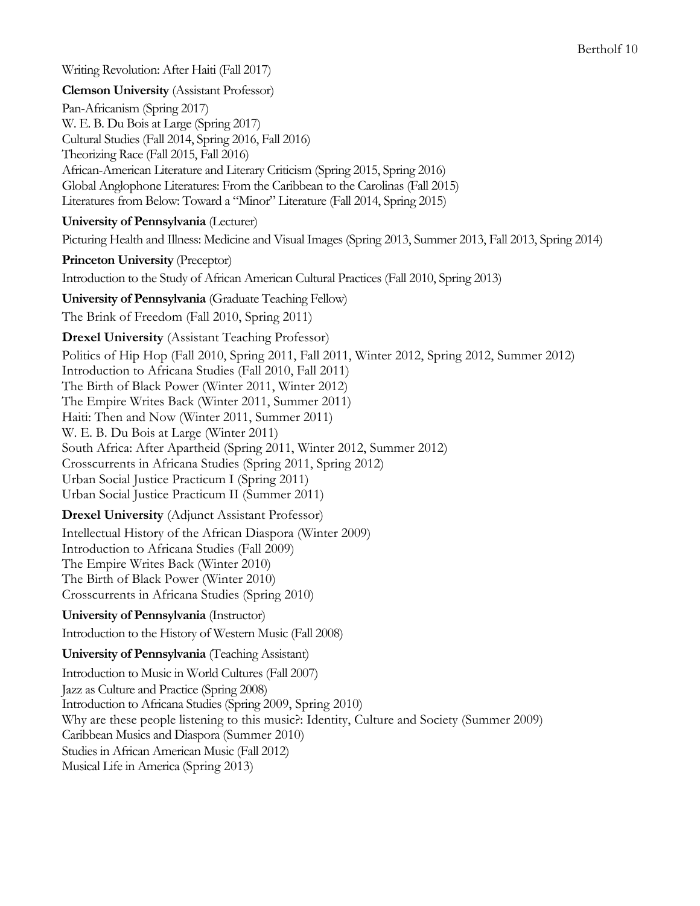Writing Revolution: After Haiti (Fall 2017)

**Clemson University** (Assistant Professor)

Pan-Africanism (Spring 2017)
W. E. B. Du Bois at Large (Spring 2017)
Cultural Studies (Fall 2014, Spring 2016, Fall 2016)
Theorizing Race (Fall 2015, Fall 2016)
African-American Literature and Literary Criticism (Spring 2015, Spring 2016)
Global Anglophone Literatures: From the Caribbean to the Carolinas (Fall 2015)
Literatures from Below: Toward a "Minor" Literature (Fall 2014, Spring 2015)

**University of Pennsylvania** (Lecturer)

Picturing Health and Illness: Medicine and Visual Images (Spring 2013, Summer 2013, Fall 2013, Spring 2014)

**Princeton University** (Preceptor)

Introduction to the Study of African American Cultural Practices (Fall 2010, Spring 2013)

**University of Pennsylvania** (Graduate Teaching Fellow)

The Brink of Freedom (Fall 2010, Spring 2011)

**Drexel University** (Assistant Teaching Professor)

Politics of Hip Hop (Fall 2010, Spring 2011, Fall 2011, Winter 2012, Spring 2012, Summer 2012)
Introduction to Africana Studies (Fall 2010, Fall 2011)
The Birth of Black Power (Winter 2011, Winter 2012)
The Empire Writes Back (Winter 2011, Summer 2011)
Haiti: Then and Now (Winter 2011, Summer 2011)
W. E. B. Du Bois at Large (Winter 2011)
South Africa: After Apartheid (Spring 2011, Winter 2012, Summer 2012)
Crosscurrents in Africana Studies (Spring 2011, Spring 2012)
Urban Social Justice Practicum I (Spring 2011)
Urban Social Justice Practicum II (Summer 2011)

**Drexel University** (Adjunct Assistant Professor)

Intellectual History of the African Diaspora (Winter 2009)
Introduction to Africana Studies (Fall 2009)
The Empire Writes Back (Winter 2010)
The Birth of Black Power (Winter 2010)
Crosscurrents in Africana Studies (Spring 2010)

**University of Pennsylvania** (Instructor)

Introduction to the History of Western Music (Fall 2008)

**University of Pennsylvania** (Teaching Assistant)

Introduction to Music in World Cultures (Fall 2007)
Jazz as Culture and Practice (Spring 2008)
Introduction to Africana Studies (Spring 2009, Spring 2010)
Why are these people listening to this music?: Identity, Culture and Society (Summer 2009)
Caribbean Musics and Diaspora (Summer 2010)
Studies in African American Music (Fall 2012)
Musical Life in America (Spring 2013)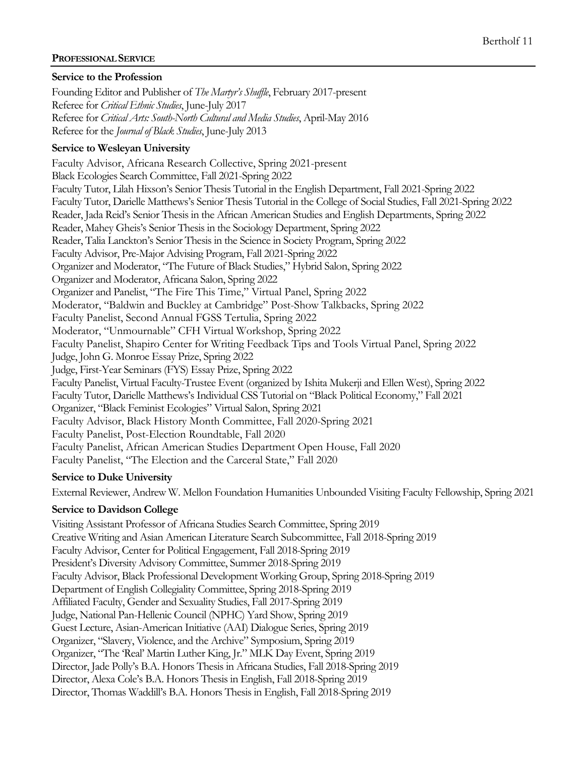## PROFESSIONAL SERVICE

### Service to the Profession

Founding Editor and Publisher of *The Martyr's Shuffle*, February 2017-present
Referee for *Critical Ethnic Studies*, June-July 2017
Referee for *Critical Arts: South-North Cultural and Media Studies*, April-May 2016
Referee for the *Journal of Black Studies*, June-July 2013

### Service to Wesleyan University

Faculty Advisor, Africana Research Collective, Spring 2021-present
Black Ecologies Search Committee, Fall 2021-Spring 2022
Faculty Tutor, Lilah Hixson's Senior Thesis Tutorial in the English Department, Fall 2021-Spring 2022
Faculty Tutor, Darielle Matthews's Senior Thesis Tutorial in the College of Social Studies, Fall 2021-Spring 2022
Reader, Jada Reid's Senior Thesis in the African American Studies and English Departments, Spring 2022
Reader, Mahey Gheis's Senior Thesis in the Sociology Department, Spring 2022
Reader, Talia Lanckton's Senior Thesis in the Science in Society Program, Spring 2022
Faculty Advisor, Pre-Major Advising Program, Fall 2021-Spring 2022
Organizer and Moderator, "The Future of Black Studies," Hybrid Salon, Spring 2022
Organizer and Moderator, Africana Salon, Spring 2022
Organizer and Panelist, "The Fire This Time," Virtual Panel, Spring 2022
Moderator, "Baldwin and Buckley at Cambridge" Post-Show Talkbacks, Spring 2022
Faculty Panelist, Second Annual FGSS Tertulia, Spring 2022
Moderator, "Unmournable" CFH Virtual Workshop, Spring 2022
Faculty Panelist, Shapiro Center for Writing Feedback Tips and Tools Virtual Panel, Spring 2022
Judge, John G. Monroe Essay Prize, Spring 2022
Judge, First-Year Seminars (FYS) Essay Prize, Spring 2022
Faculty Panelist, Virtual Faculty-Trustee Event (organized by Ishita Mukerji and Ellen West), Spring 2022
Faculty Tutor, Darielle Matthews's Individual CSS Tutorial on "Black Political Economy," Fall 2021
Organizer, "Black Feminist Ecologies" Virtual Salon, Spring 2021
Faculty Advisor, Black History Month Committee, Fall 2020-Spring 2021
Faculty Panelist, Post-Election Roundtable, Fall 2020
Faculty Panelist, African American Studies Department Open House, Fall 2020
Faculty Panelist, "The Election and the Carceral State," Fall 2020

### Service to Duke University

External Reviewer, Andrew W. Mellon Foundation Humanities Unbounded Visiting Faculty Fellowship, Spring 2021

### Service to Davidson College

Visiting Assistant Professor of Africana Studies Search Committee, Spring 2019
Creative Writing and Asian American Literature Search Subcommittee, Fall 2018-Spring 2019
Faculty Advisor, Center for Political Engagement, Fall 2018-Spring 2019
President's Diversity Advisory Committee, Summer 2018-Spring 2019
Faculty Advisor, Black Professional Development Working Group, Spring 2018-Spring 2019
Department of English Collegiality Committee, Spring 2018-Spring 2019
Affiliated Faculty, Gender and Sexuality Studies, Fall 2017-Spring 2019
Judge, National Pan-Hellenic Council (NPHC) Yard Show, Spring 2019
Guest Lecture, Asian-American Initiative (AAI) Dialogue Series, Spring 2019
Organizer, "Slavery, Violence, and the Archive" Symposium, Spring 2019
Organizer, "The 'Real' Martin Luther King, Jr." MLK Day Event, Spring 2019
Director, Jade Polly's B.A. Honors Thesis in Africana Studies, Fall 2018-Spring 2019
Director, Alexa Cole's B.A. Honors Thesis in English, Fall 2018-Spring 2019
Director, Thomas Waddill's B.A. Honors Thesis in English, Fall 2018-Spring 2019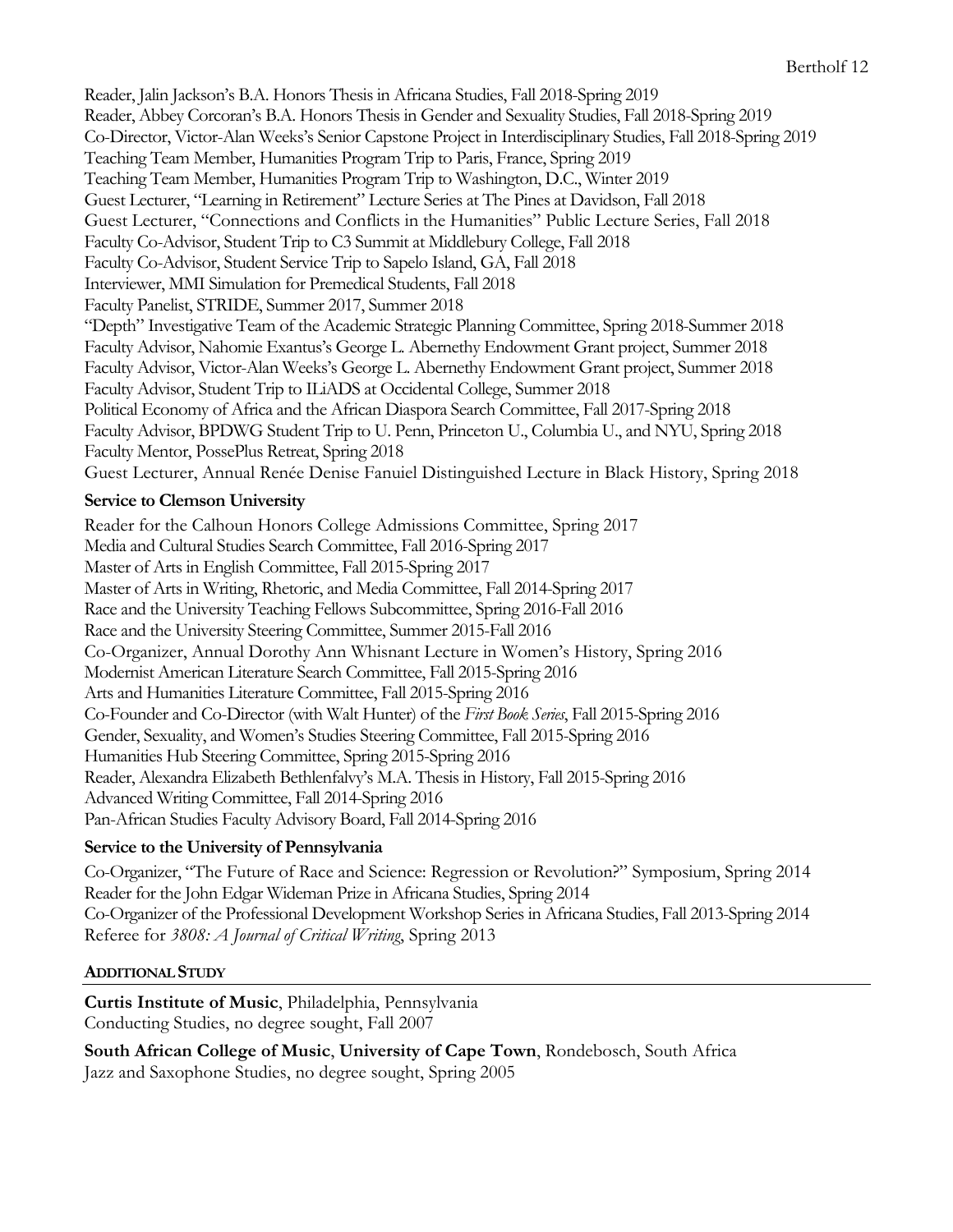Reader, Jalin Jackson's B.A. Honors Thesis in Africana Studies, Fall 2018-Spring 2019
Reader, Abbey Corcoran's B.A. Honors Thesis in Gender and Sexuality Studies, Fall 2018-Spring 2019
Co-Director, Victor-Alan Weeks's Senior Capstone Project in Interdisciplinary Studies, Fall 2018-Spring 2019
Teaching Team Member, Humanities Program Trip to Paris, France, Spring 2019
Teaching Team Member, Humanities Program Trip to Washington, D.C., Winter 2019
Guest Lecturer, "Learning in Retirement" Lecture Series at The Pines at Davidson, Fall 2018
Guest Lecturer, "Connections and Conflicts in the Humanities" Public Lecture Series, Fall 2018
Faculty Co-Advisor, Student Trip to C3 Summit at Middlebury College, Fall 2018
Faculty Co-Advisor, Student Service Trip to Sapelo Island, GA, Fall 2018
Interviewer, MMI Simulation for Premedical Students, Fall 2018
Faculty Panelist, STRIDE, Summer 2017, Summer 2018
"Depth" Investigative Team of the Academic Strategic Planning Committee, Spring 2018-Summer 2018
Faculty Advisor, Nahomie Exantus's George L. Abernethy Endowment Grant project, Summer 2018
Faculty Advisor, Victor-Alan Weeks's George L. Abernethy Endowment Grant project, Summer 2018
Faculty Advisor, Student Trip to ILiADS at Occidental College, Summer 2018
Political Economy of Africa and the African Diaspora Search Committee, Fall 2017-Spring 2018
Faculty Advisor, BPDWG Student Trip to U. Penn, Princeton U., Columbia U., and NYU, Spring 2018
Faculty Mentor, PossePlus Retreat, Spring 2018
Guest Lecturer, Annual Renée Denise Fanuiel Distinguished Lecture in Black History, Spring 2018

**Service to Clemson University**

Reader for the Calhoun Honors College Admissions Committee, Spring 2017
Media and Cultural Studies Search Committee, Fall 2016-Spring 2017
Master of Arts in English Committee, Fall 2015-Spring 2017
Master of Arts in Writing, Rhetoric, and Media Committee, Fall 2014-Spring 2017
Race and the University Teaching Fellows Subcommittee, Spring 2016-Fall 2016
Race and the University Steering Committee, Summer 2015-Fall 2016
Co-Organizer, Annual Dorothy Ann Whisnant Lecture in Women's History, Spring 2016
Modernist American Literature Search Committee, Fall 2015-Spring 2016
Arts and Humanities Literature Committee, Fall 2015-Spring 2016
Co-Founder and Co-Director (with Walt Hunter) of the *First Book Series*, Fall 2015-Spring 2016
Gender, Sexuality, and Women's Studies Steering Committee, Fall 2015-Spring 2016
Humanities Hub Steering Committee, Spring 2015-Spring 2016
Reader, Alexandra Elizabeth Bethlenfalvy's M.A. Thesis in History, Fall 2015-Spring 2016
Advanced Writing Committee, Fall 2014-Spring 2016
Pan-African Studies Faculty Advisory Board, Fall 2014-Spring 2016

**Service to the University of Pennsylvania**

Co-Organizer, "The Future of Race and Science: Regression or Revolution?" Symposium, Spring 2014
Reader for the John Edgar Wideman Prize in Africana Studies, Spring 2014
Co-Organizer of the Professional Development Workshop Series in Africana Studies, Fall 2013-Spring 2014
Referee for *3808: A Journal of Critical Writing*, Spring 2013

## ADDITIONAL STUDY

**Curtis Institute of Music**, Philadelphia, Pennsylvania
Conducting Studies, no degree sought, Fall 2007

**South African College of Music**, **University of Cape Town**, Rondebosch, South Africa
Jazz and Saxophone Studies, no degree sought, Spring 2005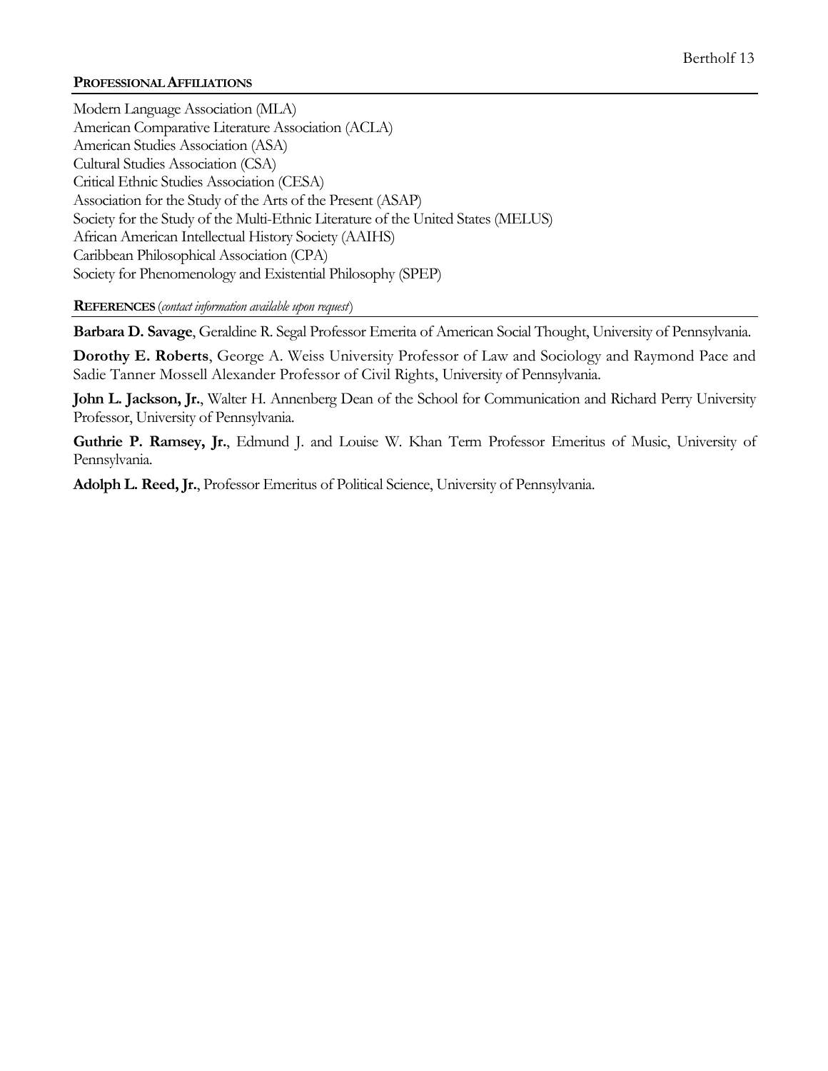## PROFESSIONAL AFFILIATIONS

Modern Language Association (MLA)
American Comparative Literature Association (ACLA)
American Studies Association (ASA)
Cultural Studies Association (CSA)
Critical Ethnic Studies Association (CESA)
Association for the Study of the Arts of the Present (ASAP)
Society for the Study of the Multi-Ethnic Literature of the United States (MELUS)
African American Intellectual History Society (AAIHS)
Caribbean Philosophical Association (CPA)
Society for Phenomenology and Existential Philosophy (SPEP)

## REFERENCES (*contact information available upon request*)

**Barbara D. Savage**, Geraldine R. Segal Professor Emerita of American Social Thought, University of Pennsylvania.

**Dorothy E. Roberts**, George A. Weiss University Professor of Law and Sociology and Raymond Pace and Sadie Tanner Mossell Alexander Professor of Civil Rights, University of Pennsylvania.

**John L. Jackson, Jr.**, Walter H. Annenberg Dean of the School for Communication and Richard Perry University Professor, University of Pennsylvania.

**Guthrie P. Ramsey, Jr.**, Edmund J. and Louise W. Khan Term Professor Emeritus of Music, University of Pennsylvania.

**Adolph L. Reed, Jr.**, Professor Emeritus of Political Science, University of Pennsylvania.